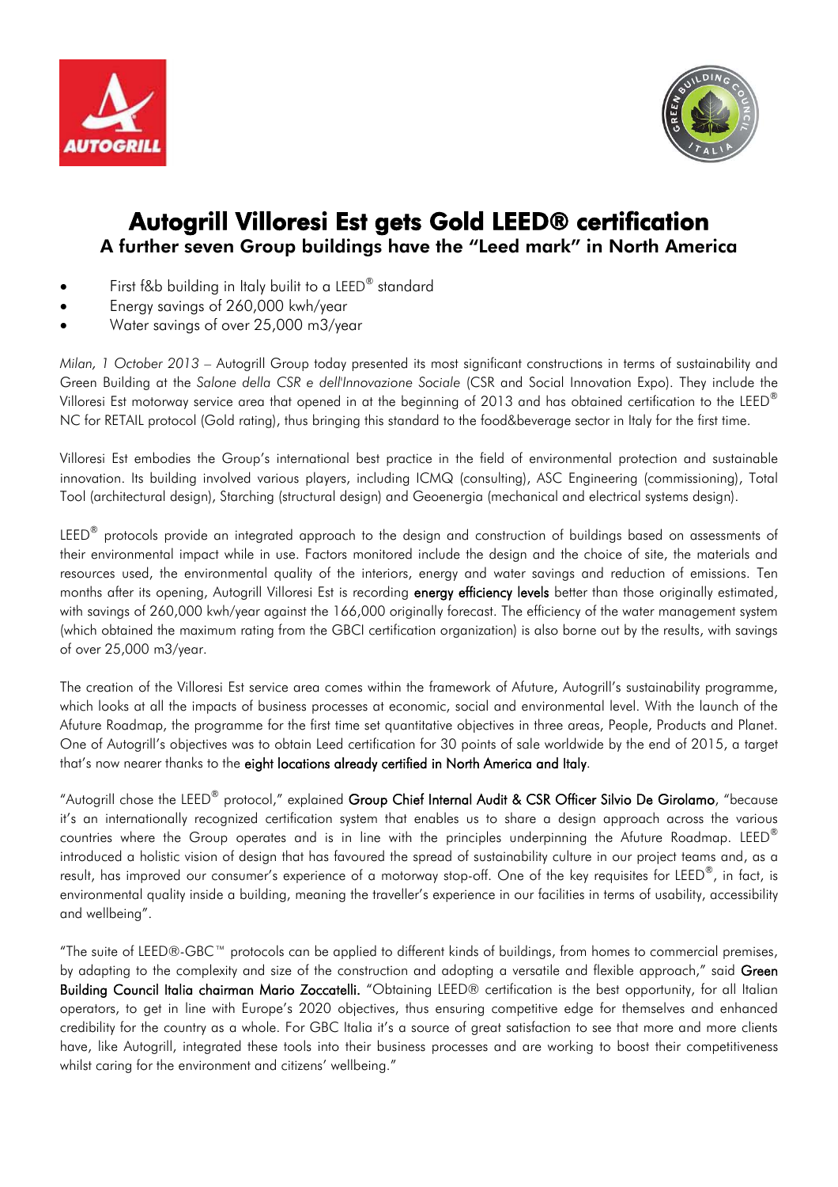# Autogrill Villoresi Est gets Gold LEED® certification

## A further seven Group buildings have the "Leed mark" in North America

- First f&b building in Italy builit to a LEED® standard
- Energy savings of 260,000 kwh/year
- Water savings of over 25,000 m3/year

*Milan, 1 October 2013* – Autogrill Group today presented its most significant constructions in terms of sustainability and Green Building at the *Salone della CSR e dell'Innovazione Sociale* (CSR and Social Innovation Expo). They include the Villoresi Est motorway service area that opened in at the beginning of 2013 and has obtained certification to the LEED® NC for RETAIL protocol (Gold rating), thus bringing this standard to the food&beverage sector in Italy for the first time.

Villoresi Est embodies the Group's international best practice in the field of environmental protection and sustainable innovation. Its building involved various players, including ICMQ (consulting), ASC Engineering (commissioning), Total Tool (architectural design), Starching (structural design) and Geoenergia (mechanical and electrical systems design).

LEED® protocols provide an integrated approach to the design and construction of buildings based on assessments of their environmental impact while in use. Factors monitored include the design and the choice of site, the materials and resources used, the environmental quality of the interiors, energy and water savings and reduction of emissions. Ten months after its opening, Autogrill Villoresi Est is recording **energy efficiency levels** better than those originally estimated, with savings of 260,000 kwh/year against the 166,000 originally forecast. The efficiency of the water management system (which obtained the maximum rating from the GBCI certification organization) is also borne out by the results, with savings of over 25,000 m3/year.

The creation of the Villoresi Est service area comes within the framework of Afuture, Autogrill's sustainability programme, which looks at all the impacts of business processes at economic, social and environmental level. With the launch of the Afuture Roadmap, the programme for the first time set quantitative objectives in three areas, People, Products and Planet. One of Autogrill's objectives was to obtain Leed certification for 30 points of sale worldwide by the end of 2015, a target that's now nearer thanks to the **eight locations already certified in North America and Italy**.

"Autogrill chose the LEED® protocol," explained **Group Chief Internal Audit & CSR Officer Silvio De Girolamo**, "because it's an internationally recognized certification system that enables us to share a design approach across the various countries where the Group operates and is in line with the principles underpinning the Afuture Roadmap. LEED® introduced a holistic vision of design that has favoured the spread of sustainability culture in our project teams and, as a result, has improved our consumer's experience of a motorway stop-off. One of the key requisites for LEED®, in fact, is environmental quality inside a building, meaning the traveller's experience in our facilities in terms of usability, accessibility and wellbeing".

"The suite of LEED®-GBC™ protocols can be applied to different kinds of buildings, from homes to commercial premises, by adapting to the complexity and size of the construction and adopting a versatile and flexible approach," said **Green Building Council Italia chairman Mario Zoccatelli.** "Obtaining LEED® certification is the best opportunity, for all Italian operators, to get in line with Europe's 2020 objectives, thus ensuring competitive edge for themselves and enhanced credibility for the country as a whole. For GBC Italia it's a source of great satisfaction to see that more and more clients have, like Autogrill, integrated these tools into their business processes and are working to boost their competitiveness whilst caring for the environment and citizens' wellbeing."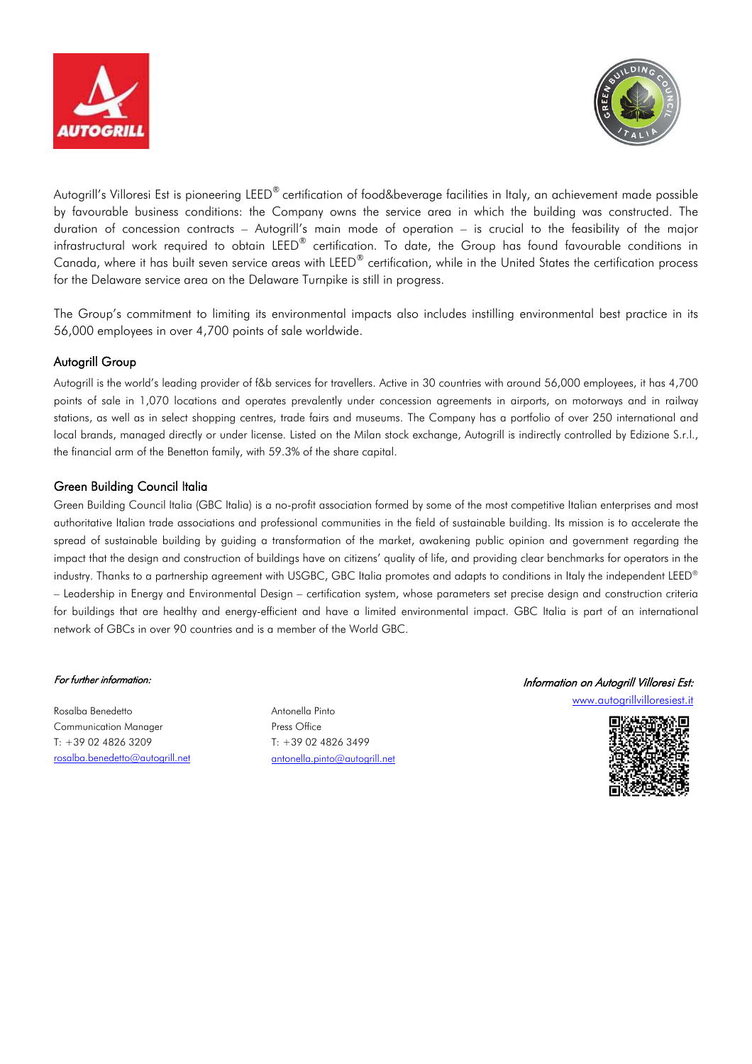Autogrill's Villoresi Est is pioneering LEED® certification of food&beverage facilities in Italy, an achievement made possible by favourable business conditions: the Company owns the service area in which the building was constructed. The duration of concession contracts – Autogrill's main mode of operation – is crucial to the feasibility of the major infrastructural work required to obtain LEED® certification. To date, the Group has found favourable conditions in Canada, where it has built seven service areas with LEED® certification, while in the United States the certification process for the Delaware service area on the Delaware Turnpike is still in progress.

The Group's commitment to limiting its environmental impacts also includes instilling environmental best practice in its 56,000 employees in over 4,700 points of sale worldwide.

## Autogrill Group

Autogrill is the world's leading provider of f&b services for travellers. Active in 30 countries with around 56,000 employees, it has 4,700 points of sale in 1,070 locations and operates prevalently under concession agreements in airports, on motorways and in railway stations, as well as in select shopping centres, trade fairs and museums. The Company has a portfolio of over 250 international and local brands, managed directly or under license. Listed on the Milan stock exchange, Autogrill is indirectly controlled by Edizione S.r.l., the financial arm of the Benetton family, with 59.3% of the share capital.

## Green Building Council Italia

Green Building Council Italia (GBC Italia) is a no-profit association formed by some of the most competitive Italian enterprises and most authoritative Italian trade associations and professional communities in the field of sustainable building. Its mission is to accelerate the spread of sustainable building by guiding a transformation of the market, awakening public opinion and government regarding the impact that the design and construction of buildings have on citizens' quality of life, and providing clear benchmarks for operators in the industry. Thanks to a partnership agreement with USGBC, GBC Italia promotes and adapts to conditions in Italy the independent LEED® – Leadership in Energy and Environmental Design – certification system, whose parameters set precise design and construction criteria for buildings that are healthy and energy-efficient and have a limited environmental impact. GBC Italia is part of an international network of GBCs in over 90 countries and is a member of the World GBC.

*For further information:*

Rosalba Benedetto
Communication Manager
T: +39 02 4826 3209
rosalba.benedetto@autogrill.net

Antonella Pinto
Press Office
T: +39 02 4826 3499
antonella.pinto@autogrill.net

*Information on Autogrill Villoresi Est:*
www.autogrillvilloresiest.it